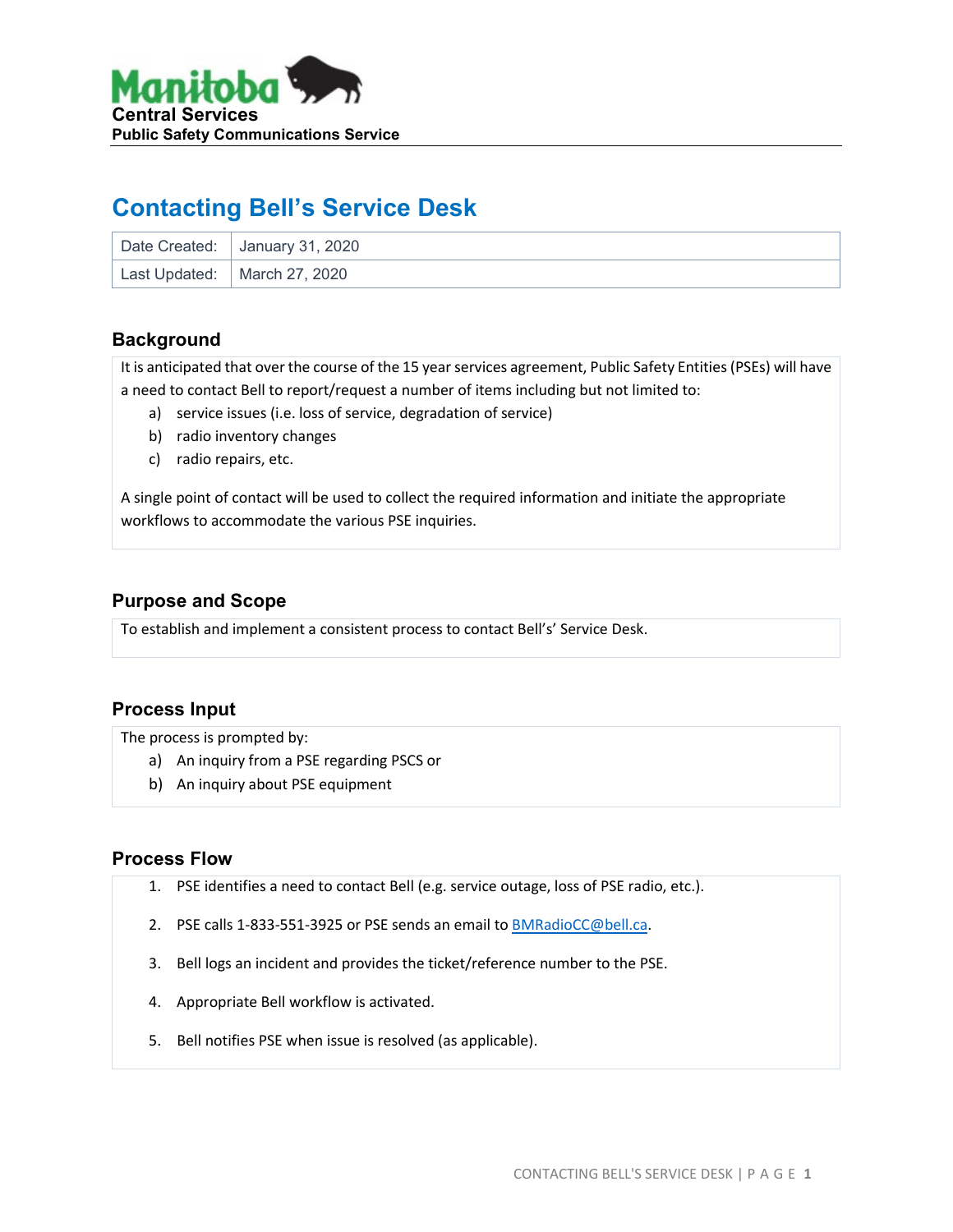Manitoba
**Central Services**
**Public Safety Communications Service**

# Contacting Bell's Service Desk

| Date Created: | January 31, 2020 |
|---|---|
| Last Updated: | March 27, 2020 |

## Background

It is anticipated that over the course of the 15 year services agreement, Public Safety Entities (PSEs) will have a need to contact Bell to report/request a number of items including but not limited to:

a) service issues (i.e. loss of service, degradation of service)
b) radio inventory changes
c) radio repairs, etc.

A single point of contact will be used to collect the required information and initiate the appropriate workflows to accommodate the various PSE inquiries.

## Purpose and Scope

To establish and implement a consistent process to contact Bell's' Service Desk.

## Process Input

The process is prompted by:

a) An inquiry from a PSE regarding PSCS or
b) An inquiry about PSE equipment

## Process Flow

1. PSE identifies a need to contact Bell (e.g. service outage, loss of PSE radio, etc.).
2. PSE calls 1-833-551-3925 or PSE sends an email to BMRadioCC@bell.ca.
3. Bell logs an incident and provides the ticket/reference number to the PSE.
4. Appropriate Bell workflow is activated.
5. Bell notifies PSE when issue is resolved (as applicable).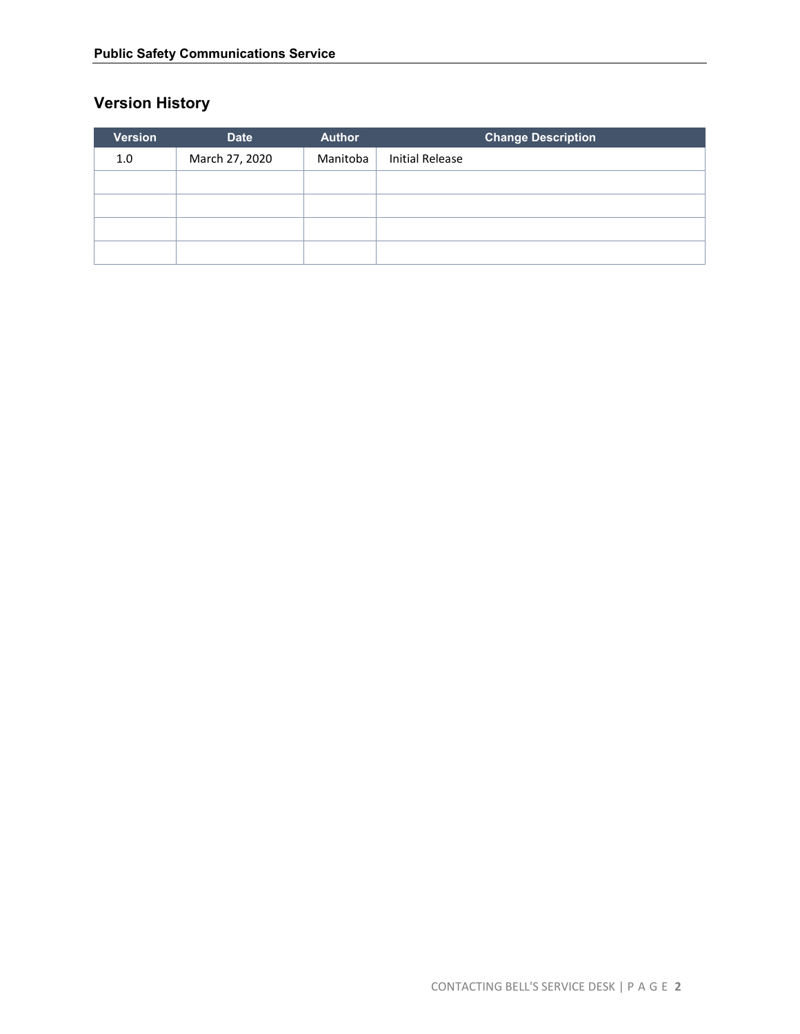## Version History

| Version | Date | Author | Change Description |
|---|---|---|---|
| 1.0 | March 27, 2020 | Manitoba | Initial Release |
| | | | |
| | | | |
| | | | |
| | | | |